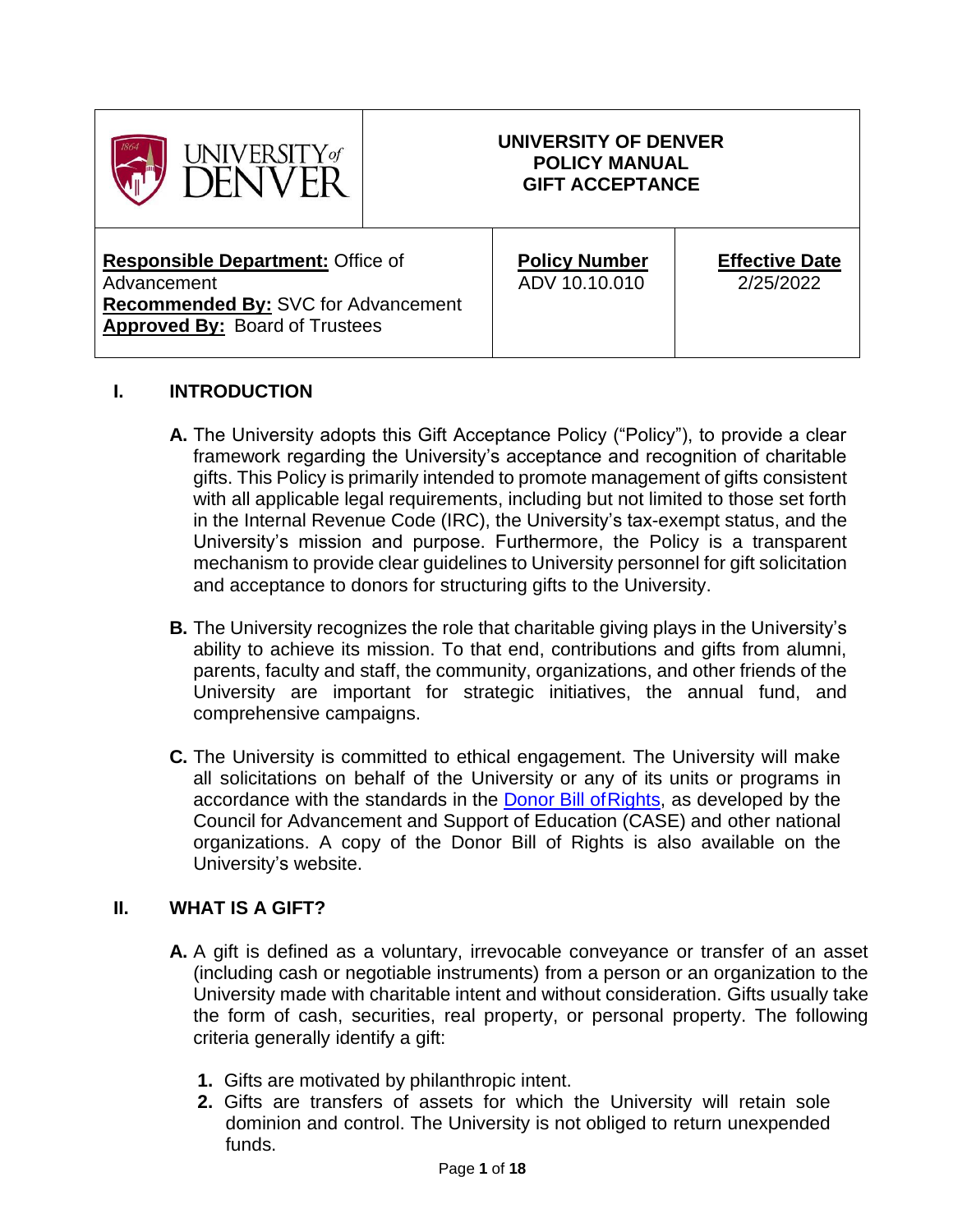| UNIVERSITY of DENVER | UNIVERSITY OF DENVER POLICY MANUAL GIFT ACCEPTANCE | |
|---|---|---|
| **Responsible Department:** Office of Advancement **Recommended By:** SVC for Advancement **Approved By:** Board of Trustees | **Policy Number** ADV 10.10.010 | **Effective Date** 2/25/2022 |

## I. INTRODUCTION

**A.** The University adopts this Gift Acceptance Policy ("Policy"), to provide a clear framework regarding the University's acceptance and recognition of charitable gifts. This Policy is primarily intended to promote management of gifts consistent with all applicable legal requirements, including but not limited to those set forth in the Internal Revenue Code (IRC), the University's tax-exempt status, and the University's mission and purpose. Furthermore, the Policy is a transparent mechanism to provide clear guidelines to University personnel for gift solicitation and acceptance to donors for structuring gifts to the University.

**B.** The University recognizes the role that charitable giving plays in the University's ability to achieve its mission. To that end, contributions and gifts from alumni, parents, faculty and staff, the community, organizations, and other friends of the University are important for strategic initiatives, the annual fund, and comprehensive campaigns.

**C.** The University is committed to ethical engagement. The University will make all solicitations on behalf of the University or any of its units or programs in accordance with the standards in the Donor Bill of Rights, as developed by the Council for Advancement and Support of Education (CASE) and other national organizations. A copy of the Donor Bill of Rights is also available on the University's website.

## II. WHAT IS A GIFT?

**A.** A gift is defined as a voluntary, irrevocable conveyance or transfer of an asset (including cash or negotiable instruments) from a person or an organization to the University made with charitable intent and without consideration. Gifts usually take the form of cash, securities, real property, or personal property. The following criteria generally identify a gift:

1. Gifts are motivated by philanthropic intent.
2. Gifts are transfers of assets for which the University will retain sole dominion and control. The University is not obliged to return unexpended funds.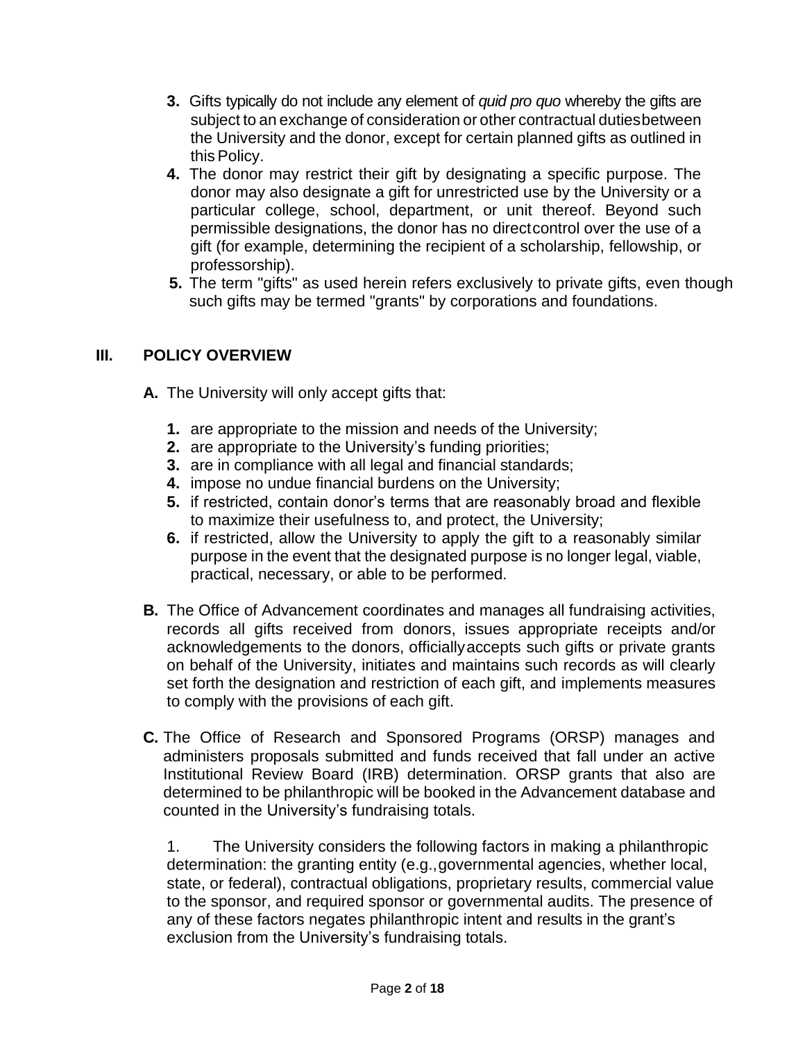3. Gifts typically do not include any element of *quid pro quo* whereby the gifts are subject to an exchange of consideration or other contractual duties between the University and the donor, except for certain planned gifts as outlined in this Policy.
4. The donor may restrict their gift by designating a specific purpose. The donor may also designate a gift for unrestricted use by the University or a particular college, school, department, or unit thereof. Beyond such permissible designations, the donor has no direct control over the use of a gift (for example, determining the recipient of a scholarship, fellowship, or professorship).
5. The term "gifts" as used herein refers exclusively to private gifts, even though such gifts may be termed "grants" by corporations and foundations.

## III. POLICY OVERVIEW

**A.** The University will only accept gifts that:

1. are appropriate to the mission and needs of the University;
2. are appropriate to the University's funding priorities;
3. are in compliance with all legal and financial standards;
4. impose no undue financial burdens on the University;
5. if restricted, contain donor's terms that are reasonably broad and flexible to maximize their usefulness to, and protect, the University;
6. if restricted, allow the University to apply the gift to a reasonably similar purpose in the event that the designated purpose is no longer legal, viable, practical, necessary, or able to be performed.

**B.** The Office of Advancement coordinates and manages all fundraising activities, records all gifts received from donors, issues appropriate receipts and/or acknowledgements to the donors, officially accepts such gifts or private grants on behalf of the University, initiates and maintains such records as will clearly set forth the designation and restriction of each gift, and implements measures to comply with the provisions of each gift.

**C.** The Office of Research and Sponsored Programs (ORSP) manages and administers proposals submitted and funds received that fall under an active Institutional Review Board (IRB) determination. ORSP grants that also are determined to be philanthropic will be booked in the Advancement database and counted in the University's fundraising totals.

1. The University considers the following factors in making a philanthropic determination: the granting entity (e.g., governmental agencies, whether local, state, or federal), contractual obligations, proprietary results, commercial value to the sponsor, and required sponsor or governmental audits. The presence of any of these factors negates philanthropic intent and results in the grant's exclusion from the University's fundraising totals.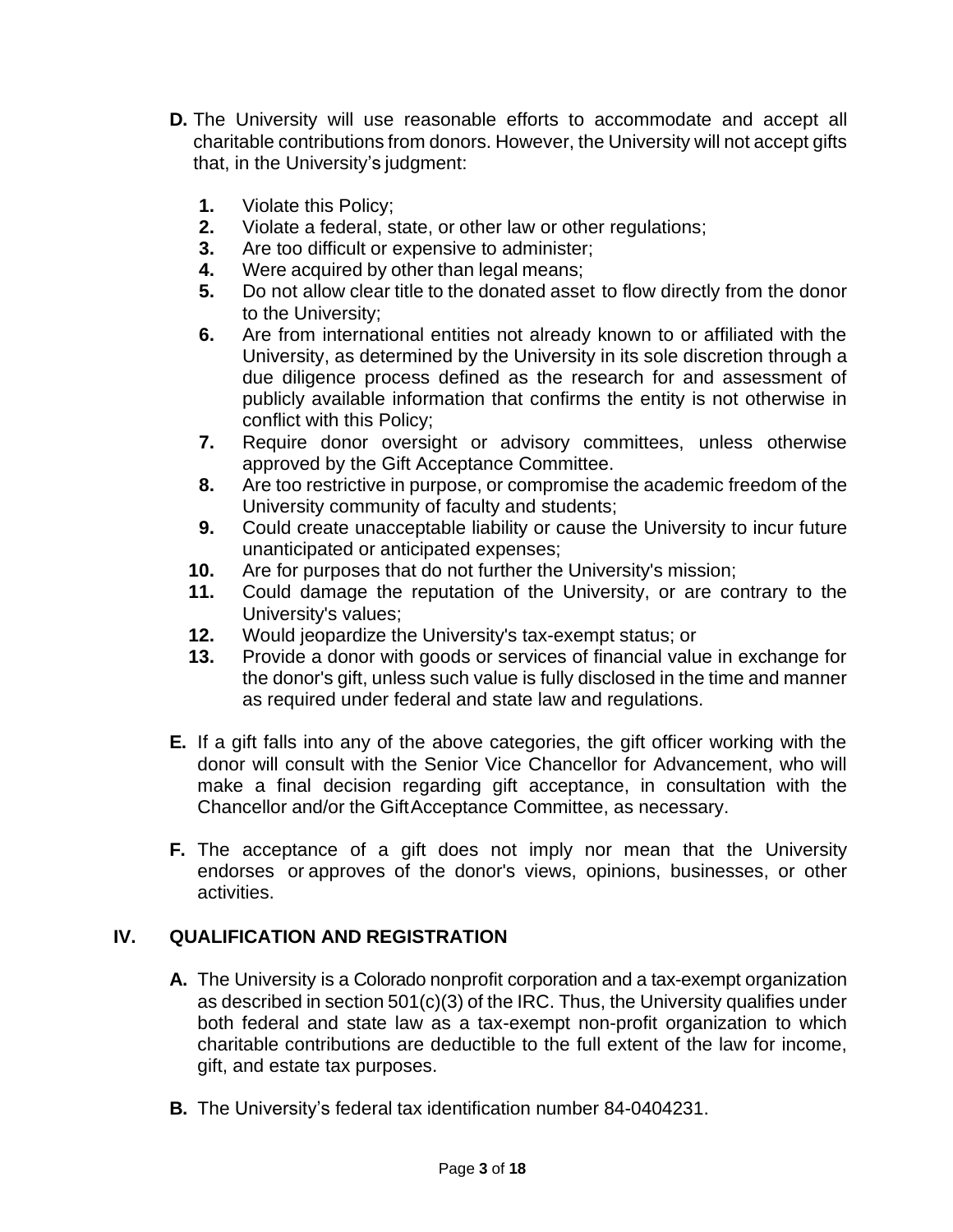**D.** The University will use reasonable efforts to accommodate and accept all charitable contributions from donors. However, the University will not accept gifts that, in the University's judgment:

1. Violate this Policy;
2. Violate a federal, state, or other law or other regulations;
3. Are too difficult or expensive to administer;
4. Were acquired by other than legal means;
5. Do not allow clear title to the donated asset to flow directly from the donor to the University;
6. Are from international entities not already known to or affiliated with the University, as determined by the University in its sole discretion through a due diligence process defined as the research for and assessment of publicly available information that confirms the entity is not otherwise in conflict with this Policy;
7. Require donor oversight or advisory committees, unless otherwise approved by the Gift Acceptance Committee.
8. Are too restrictive in purpose, or compromise the academic freedom of the University community of faculty and students;
9. Could create unacceptable liability or cause the University to incur future unanticipated or anticipated expenses;
10. Are for purposes that do not further the University's mission;
11. Could damage the reputation of the University, or are contrary to the University's values;
12. Would jeopardize the University's tax-exempt status; or
13. Provide a donor with goods or services of financial value in exchange for the donor's gift, unless such value is fully disclosed in the time and manner as required under federal and state law and regulations.

**E.** If a gift falls into any of the above categories, the gift officer working with the donor will consult with the Senior Vice Chancellor for Advancement, who will make a final decision regarding gift acceptance, in consultation with the Chancellor and/or the Gift Acceptance Committee, as necessary.

**F.** The acceptance of a gift does not imply nor mean that the University endorses or approves of the donor's views, opinions, businesses, or other activities.

## IV. QUALIFICATION AND REGISTRATION

**A.** The University is a Colorado nonprofit corporation and a tax-exempt organization as described in section 501(c)(3) of the IRC. Thus, the University qualifies under both federal and state law as a tax-exempt non-profit organization to which charitable contributions are deductible to the full extent of the law for income, gift, and estate tax purposes.

**B.** The University's federal tax identification number 84-0404231.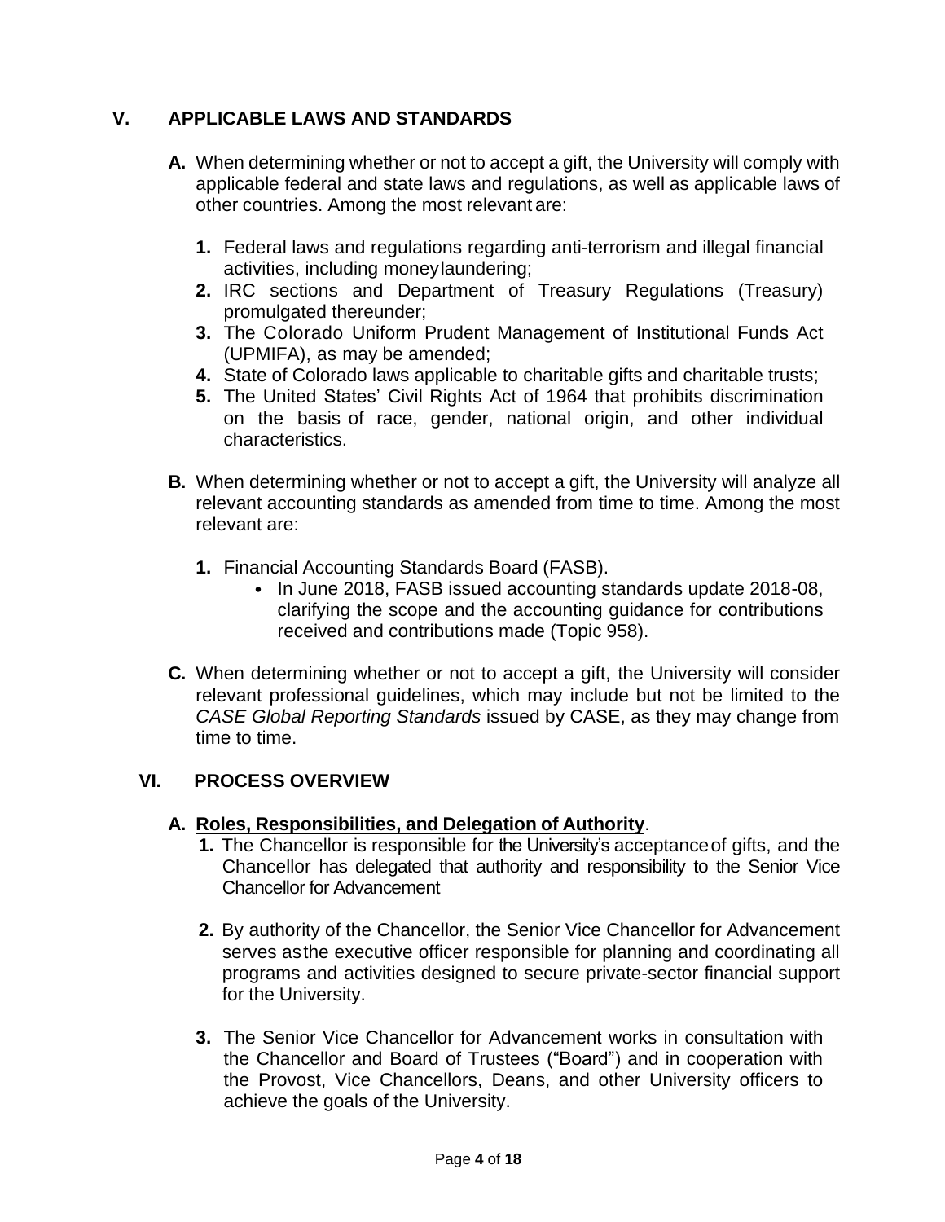## V. APPLICABLE LAWS AND STANDARDS

**A.** When determining whether or not to accept a gift, the University will comply with applicable federal and state laws and regulations, as well as applicable laws of other countries. Among the most relevant are:

1. Federal laws and regulations regarding anti-terrorism and illegal financial activities, including money laundering;
2. IRC sections and Department of Treasury Regulations (Treasury) promulgated thereunder;
3. The Colorado Uniform Prudent Management of Institutional Funds Act (UPMIFA), as may be amended;
4. State of Colorado laws applicable to charitable gifts and charitable trusts;
5. The United States' Civil Rights Act of 1964 that prohibits discrimination on the basis of race, gender, national origin, and other individual characteristics.

**B.** When determining whether or not to accept a gift, the University will analyze all relevant accounting standards as amended from time to time. Among the most relevant are:

1. Financial Accounting Standards Board (FASB).
   - In June 2018, FASB issued accounting standards update 2018-08, clarifying the scope and the accounting guidance for contributions received and contributions made (Topic 958).

**C.** When determining whether or not to accept a gift, the University will consider relevant professional guidelines, which may include but not be limited to the *CASE Global Reporting Standards* issued by CASE, as they may change from time to time.

## VI. PROCESS OVERVIEW

**A. <u>Roles, Responsibilities, and Delegation of Authority</u>**.

1. The Chancellor is responsible for the University's acceptance of gifts, and the Chancellor has delegated that authority and responsibility to the Senior Vice Chancellor for Advancement

2. By authority of the Chancellor, the Senior Vice Chancellor for Advancement serves as the executive officer responsible for planning and coordinating all programs and activities designed to secure private-sector financial support for the University.

3. The Senior Vice Chancellor for Advancement works in consultation with the Chancellor and Board of Trustees ("Board") and in cooperation with the Provost, Vice Chancellors, Deans, and other University officers to achieve the goals of the University.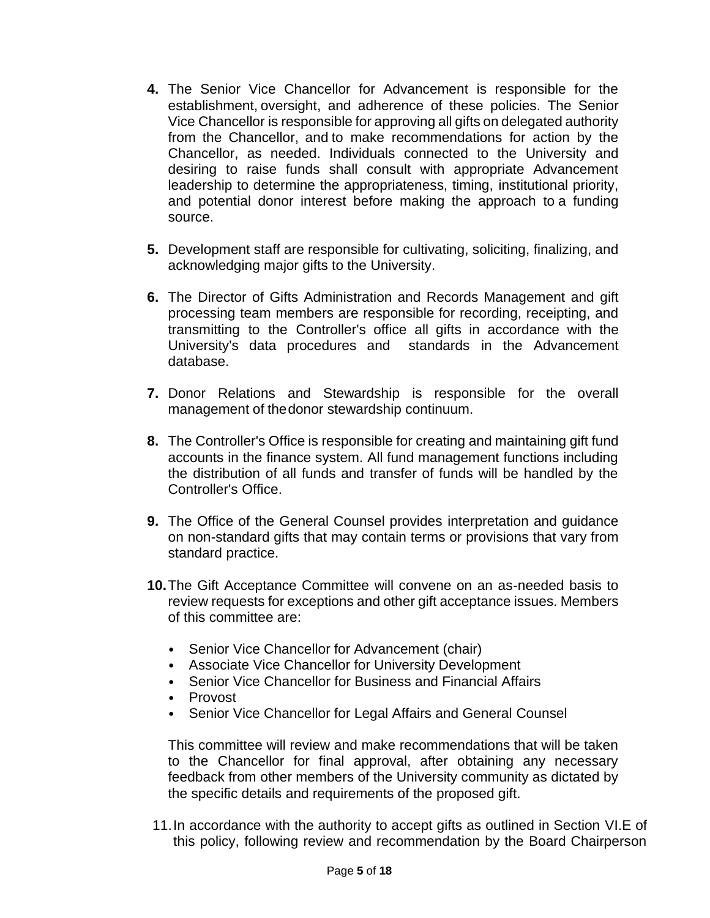4. The Senior Vice Chancellor for Advancement is responsible for the establishment, oversight, and adherence of these policies. The Senior Vice Chancellor is responsible for approving all gifts on delegated authority from the Chancellor, and to make recommendations for action by the Chancellor, as needed. Individuals connected to the University and desiring to raise funds shall consult with appropriate Advancement leadership to determine the appropriateness, timing, institutional priority, and potential donor interest before making the approach to a funding source.

5. Development staff are responsible for cultivating, soliciting, finalizing, and acknowledging major gifts to the University.

6. The Director of Gifts Administration and Records Management and gift processing team members are responsible for recording, receipting, and transmitting to the Controller's office all gifts in accordance with the University's data procedures and standards in the Advancement database.

7. Donor Relations and Stewardship is responsible for the overall management of the donor stewardship continuum.

8. The Controller's Office is responsible for creating and maintaining gift fund accounts in the finance system. All fund management functions including the distribution of all funds and transfer of funds will be handled by the Controller's Office.

9. The Office of the General Counsel provides interpretation and guidance on non-standard gifts that may contain terms or provisions that vary from standard practice.

10. The Gift Acceptance Committee will convene on an as-needed basis to review requests for exceptions and other gift acceptance issues. Members of this committee are:

    - Senior Vice Chancellor for Advancement (chair)
    - Associate Vice Chancellor for University Development
    - Senior Vice Chancellor for Business and Financial Affairs
    - Provost
    - Senior Vice Chancellor for Legal Affairs and General Counsel

    This committee will review and make recommendations that will be taken to the Chancellor for final approval, after obtaining any necessary feedback from other members of the University community as dictated by the specific details and requirements of the proposed gift.

11. In accordance with the authority to accept gifts as outlined in Section VI.E of this policy, following review and recommendation by the Board Chairperson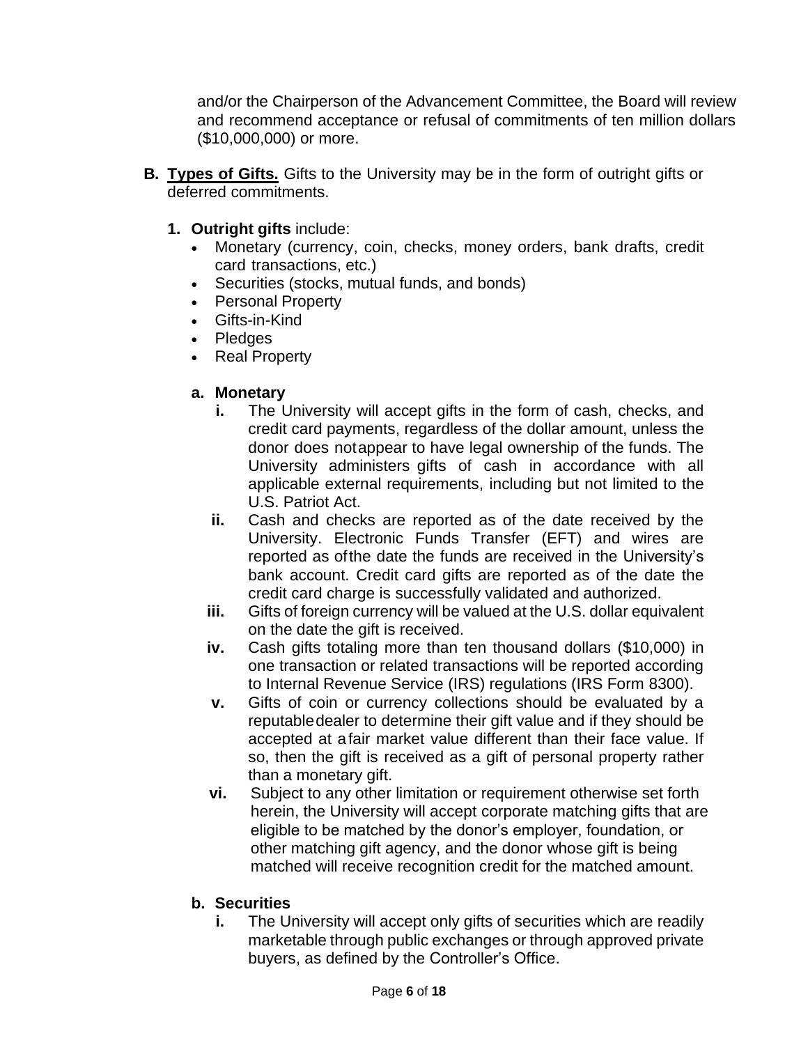and/or the Chairperson of the Advancement Committee, the Board will review and recommend acceptance or refusal of commitments of ten million dollars ($10,000,000) or more.

**B. Types of Gifts.** Gifts to the University may be in the form of outright gifts or deferred commitments.

**1. Outright gifts** include:

- Monetary (currency, coin, checks, money orders, bank drafts, credit card transactions, etc.)
- Securities (stocks, mutual funds, and bonds)
- Personal Property
- Gifts-in-Kind
- Pledges
- Real Property

**a. Monetary**

**i.** The University will accept gifts in the form of cash, checks, and credit card payments, regardless of the dollar amount, unless the donor does not appear to have legal ownership of the funds. The University administers gifts of cash in accordance with all applicable external requirements, including but not limited to the U.S. Patriot Act.

**ii.** Cash and checks are reported as of the date received by the University. Electronic Funds Transfer (EFT) and wires are reported as of the date the funds are received in the University's bank account. Credit card gifts are reported as of the date the credit card charge is successfully validated and authorized.

**iii.** Gifts of foreign currency will be valued at the U.S. dollar equivalent on the date the gift is received.

**iv.** Cash gifts totaling more than ten thousand dollars ($10,000) in one transaction or related transactions will be reported according to Internal Revenue Service (IRS) regulations (IRS Form 8300).

**v.** Gifts of coin or currency collections should be evaluated by a reputable dealer to determine their gift value and if they should be accepted at a fair market value different than their face value. If so, then the gift is received as a gift of personal property rather than a monetary gift.

**vi.** Subject to any other limitation or requirement otherwise set forth herein, the University will accept corporate matching gifts that are eligible to be matched by the donor's employer, foundation, or other matching gift agency, and the donor whose gift is being matched will receive recognition credit for the matched amount.

**b. Securities**

**i.** The University will accept only gifts of securities which are readily marketable through public exchanges or through approved private buyers, as defined by the Controller's Office.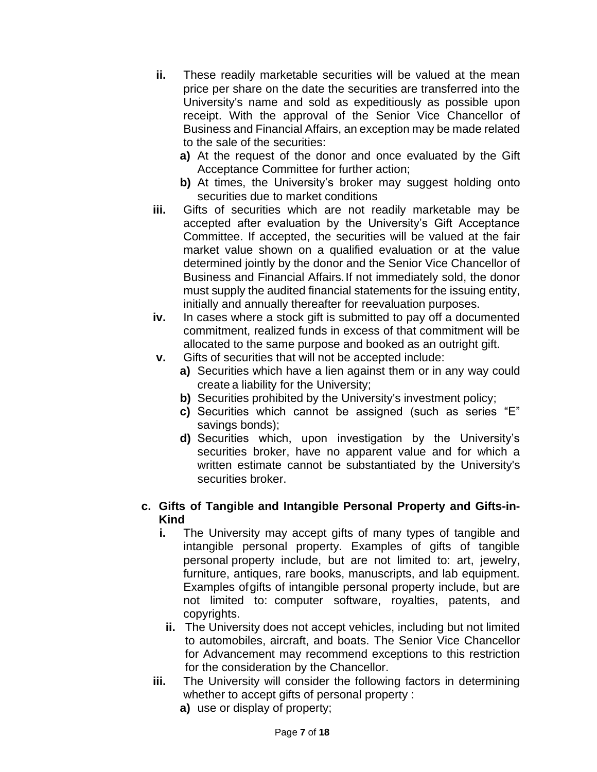- **ii.** These readily marketable securities will be valued at the mean price per share on the date the securities are transferred into the University's name and sold as expeditiously as possible upon receipt. With the approval of the Senior Vice Chancellor of Business and Financial Affairs, an exception may be made related to the sale of the securities:
  - **a)** At the request of the donor and once evaluated by the Gift Acceptance Committee for further action;
  - **b)** At times, the University's broker may suggest holding onto securities due to market conditions
- **iii.** Gifts of securities which are not readily marketable may be accepted after evaluation by the University's Gift Acceptance Committee. If accepted, the securities will be valued at the fair market value shown on a qualified evaluation or at the value determined jointly by the donor and the Senior Vice Chancellor of Business and Financial Affairs. If not immediately sold, the donor must supply the audited financial statements for the issuing entity, initially and annually thereafter for reevaluation purposes.
- **iv.** In cases where a stock gift is submitted to pay off a documented commitment, realized funds in excess of that commitment will be allocated to the same purpose and booked as an outright gift.
- **v.** Gifts of securities that will not be accepted include:
  - **a)** Securities which have a lien against them or in any way could create a liability for the University;
  - **b)** Securities prohibited by the University's investment policy;
  - **c)** Securities which cannot be assigned (such as series "E" savings bonds);
  - **d)** Securities which, upon investigation by the University's securities broker, have no apparent value and for which a written estimate cannot be substantiated by the University's securities broker.

**c. Gifts of Tangible and Intangible Personal Property and Gifts-in-Kind**

- **i.** The University may accept gifts of many types of tangible and intangible personal property. Examples of gifts of tangible personal property include, but are not limited to: art, jewelry, furniture, antiques, rare books, manuscripts, and lab equipment. Examples of gifts of intangible personal property include, but are not limited to: computer software, royalties, patents, and copyrights.
- **ii.** The University does not accept vehicles, including but not limited to automobiles, aircraft, and boats. The Senior Vice Chancellor for Advancement may recommend exceptions to this restriction for the consideration by the Chancellor.
- **iii.** The University will consider the following factors in determining whether to accept gifts of personal property :
  - **a)** use or display of property;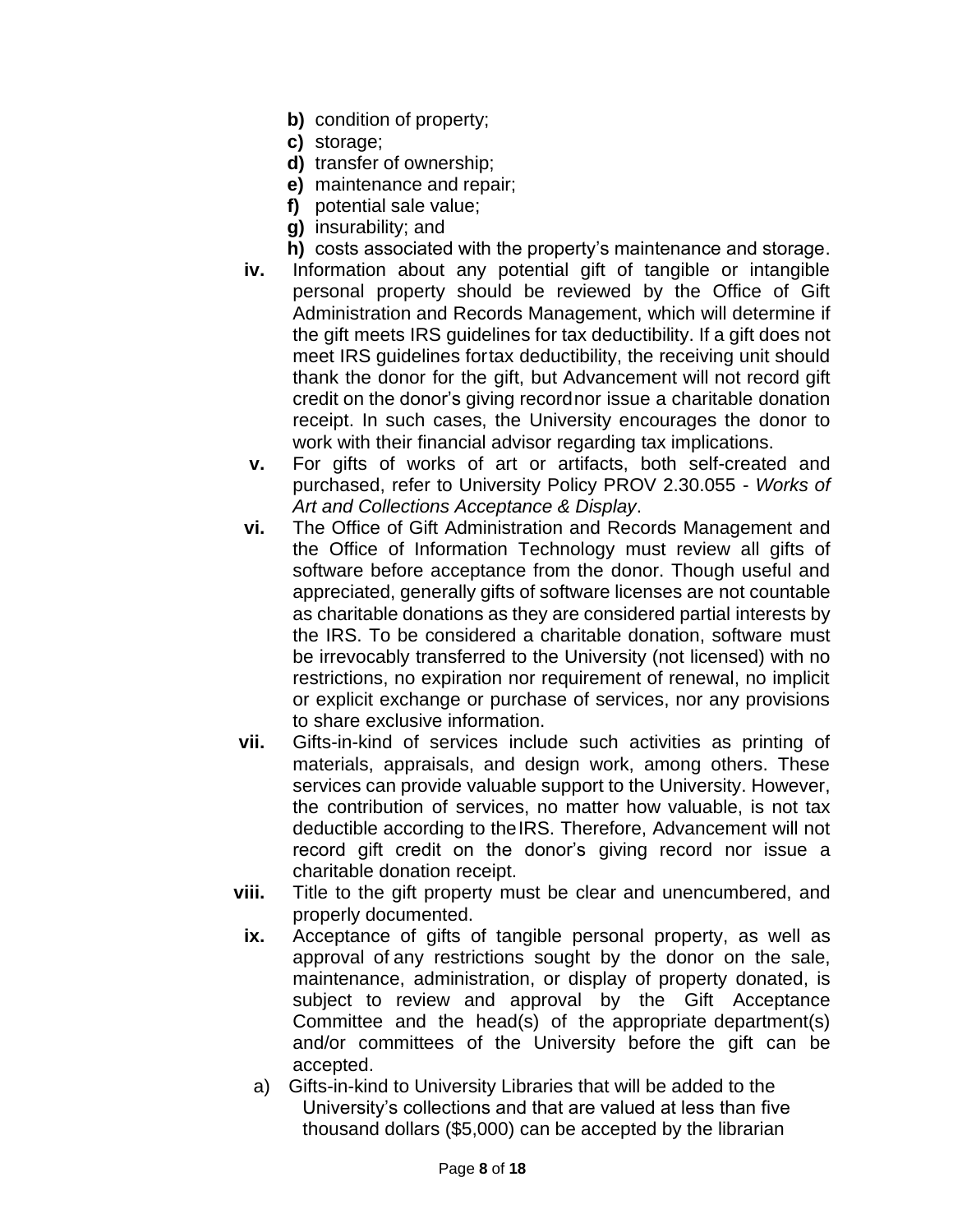- **b)** condition of property;
   - **c)** storage;
   - **d)** transfer of ownership;
   - **e)** maintenance and repair;
   - **f)** potential sale value;
   - **g)** insurability; and
   - **h)** costs associated with the property's maintenance and storage.

- **iv.** Information about any potential gift of tangible or intangible personal property should be reviewed by the Office of Gift Administration and Records Management, which will determine if the gift meets IRS guidelines for tax deductibility. If a gift does not meet IRS guidelines fortax deductibility, the receiving unit should thank the donor for the gift, but Advancement will not record gift credit on the donor's giving recordnor issue a charitable donation receipt. In such cases, the University encourages the donor to work with their financial advisor regarding tax implications.
- **v.** For gifts of works of art or artifacts, both self-created and purchased, refer to University Policy PROV 2.30.055 - *Works of Art and Collections Acceptance & Display*.
- **vi.** The Office of Gift Administration and Records Management and the Office of Information Technology must review all gifts of software before acceptance from the donor. Though useful and appreciated, generally gifts of software licenses are not countable as charitable donations as they are considered partial interests by the IRS. To be considered a charitable donation, software must be irrevocably transferred to the University (not licensed) with no restrictions, no expiration nor requirement of renewal, no implicit or explicit exchange or purchase of services, nor any provisions to share exclusive information.
- **vii.** Gifts-in-kind of services include such activities as printing of materials, appraisals, and design work, among others. These services can provide valuable support to the University. However, the contribution of services, no matter how valuable, is not tax deductible according to theIRS. Therefore, Advancement will not record gift credit on the donor's giving record nor issue a charitable donation receipt.
- **viii.** Title to the gift property must be clear and unencumbered, and properly documented.
- **ix.** Acceptance of gifts of tangible personal property, as well as approval of any restrictions sought by the donor on the sale, maintenance, administration, or display of property donated, is subject to review and approval by the Gift Acceptance Committee and the head(s) of the appropriate department(s) and/or committees of the University before the gift can be accepted.
   - a) Gifts-in-kind to University Libraries that will be added to the University's collections and that are valued at less than five thousand dollars ($5,000) can be accepted by the librarian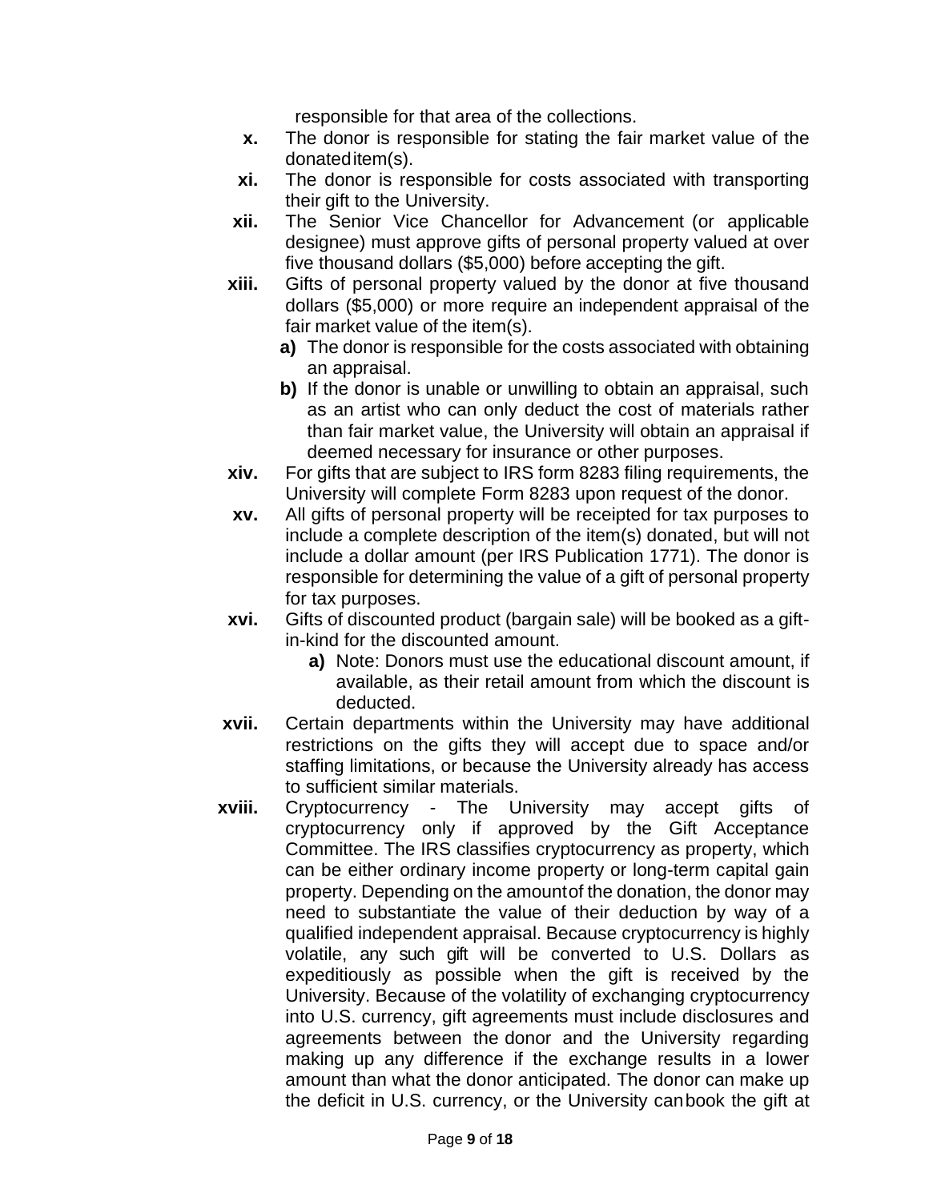responsible for that area of the collections.

x. The donor is responsible for stating the fair market value of the donated item(s).

xi. The donor is responsible for costs associated with transporting their gift to the University.

xii. The Senior Vice Chancellor for Advancement (or applicable designee) must approve gifts of personal property valued at over five thousand dollars ($5,000) before accepting the gift.

xiii. Gifts of personal property valued by the donor at five thousand dollars ($5,000) or more require an independent appraisal of the fair market value of the item(s).

   **a)** The donor is responsible for the costs associated with obtaining an appraisal.

   **b)** If the donor is unable or unwilling to obtain an appraisal, such as an artist who can only deduct the cost of materials rather than fair market value, the University will obtain an appraisal if deemed necessary for insurance or other purposes.

xiv. For gifts that are subject to IRS form 8283 filing requirements, the University will complete Form 8283 upon request of the donor.

xv. All gifts of personal property will be receipted for tax purposes to include a complete description of the item(s) donated, but will not include a dollar amount (per IRS Publication 1771). The donor is responsible for determining the value of a gift of personal property for tax purposes.

xvi. Gifts of discounted product (bargain sale) will be booked as a gift-in-kind for the discounted amount.

   **a)** Note: Donors must use the educational discount amount, if available, as their retail amount from which the discount is deducted.

xvii. Certain departments within the University may have additional restrictions on the gifts they will accept due to space and/or staffing limitations, or because the University already has access to sufficient similar materials.

xviii. Cryptocurrency - The University may accept gifts of cryptocurrency only if approved by the Gift Acceptance Committee. The IRS classifies cryptocurrency as property, which can be either ordinary income property or long-term capital gain property. Depending on the amount of the donation, the donor may need to substantiate the value of their deduction by way of a qualified independent appraisal. Because cryptocurrency is highly volatile, any such gift will be converted to U.S. Dollars as expeditiously as possible when the gift is received by the University. Because of the volatility of exchanging cryptocurrency into U.S. currency, gift agreements must include disclosures and agreements between the donor and the University regarding making up any difference if the exchange results in a lower amount than what the donor anticipated. The donor can make up the deficit in U.S. currency, or the University can book the gift at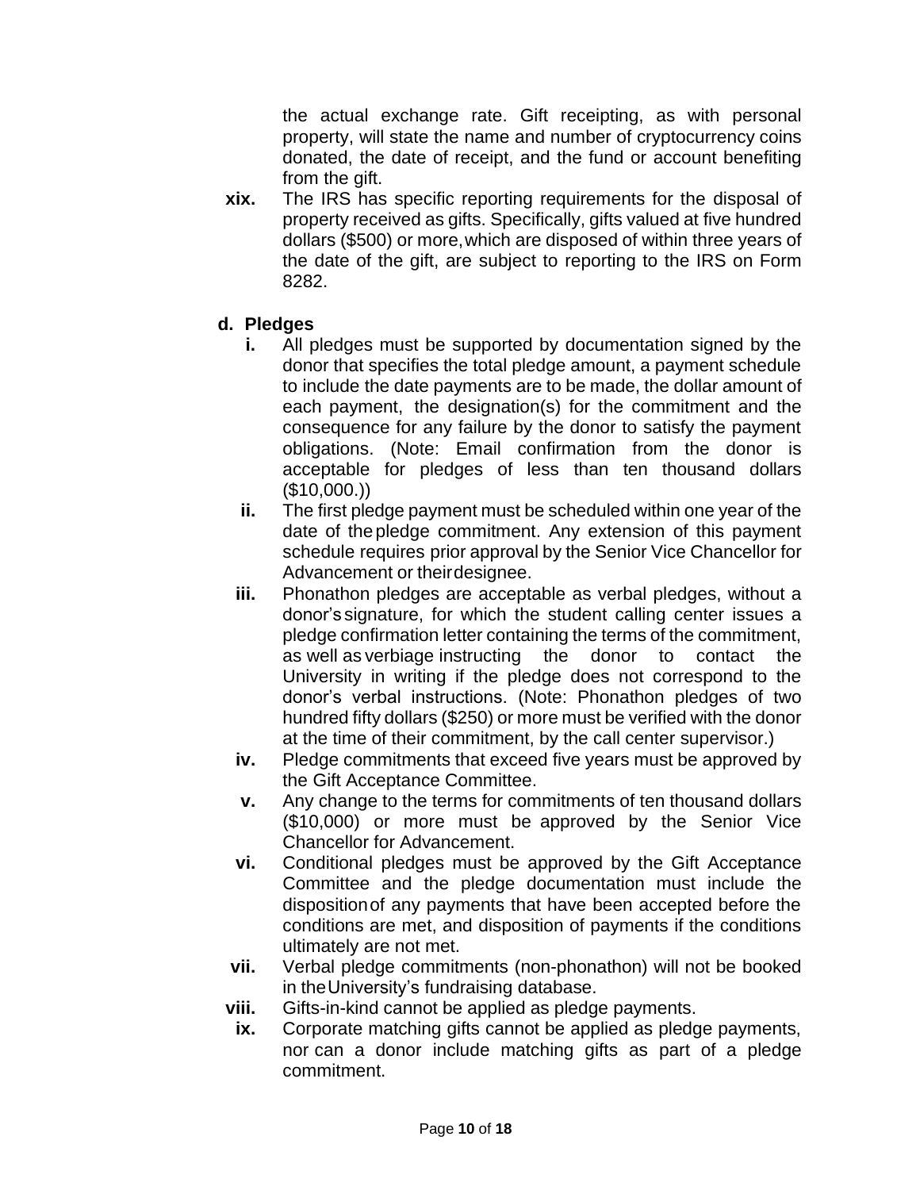the actual exchange rate. Gift receipting, as with personal property, will state the name and number of cryptocurrency coins donated, the date of receipt, and the fund or account benefiting from the gift.

**xix.** The IRS has specific reporting requirements for the disposal of property received as gifts. Specifically, gifts valued at five hundred dollars ($500) or more, which are disposed of within three years of the date of the gift, are subject to reporting to the IRS on Form 8282.

**d. Pledges**

**i.** All pledges must be supported by documentation signed by the donor that specifies the total pledge amount, a payment schedule to include the date payments are to be made, the dollar amount of each payment, the designation(s) for the commitment and the consequence for any failure by the donor to satisfy the payment obligations. (Note: Email confirmation from the donor is acceptable for pledges of less than ten thousand dollars ($10,000.))

**ii.** The first pledge payment must be scheduled within one year of the date of the pledge commitment. Any extension of this payment schedule requires prior approval by the Senior Vice Chancellor for Advancement or their designee.

**iii.** Phonathon pledges are acceptable as verbal pledges, without a donor's signature, for which the student calling center issues a pledge confirmation letter containing the terms of the commitment, as well as verbiage instructing the donor to contact the University in writing if the pledge does not correspond to the donor's verbal instructions. (Note: Phonathon pledges of two hundred fifty dollars ($250) or more must be verified with the donor at the time of their commitment, by the call center supervisor.)

**iv.** Pledge commitments that exceed five years must be approved by the Gift Acceptance Committee.

**v.** Any change to the terms for commitments of ten thousand dollars ($10,000) or more must be approved by the Senior Vice Chancellor for Advancement.

**vi.** Conditional pledges must be approved by the Gift Acceptance Committee and the pledge documentation must include the disposition of any payments that have been accepted before the conditions are met, and disposition of payments if the conditions ultimately are not met.

**vii.** Verbal pledge commitments (non-phonathon) will not be booked in the University's fundraising database.

**viii.** Gifts-in-kind cannot be applied as pledge payments.

**ix.** Corporate matching gifts cannot be applied as pledge payments, nor can a donor include matching gifts as part of a pledge commitment.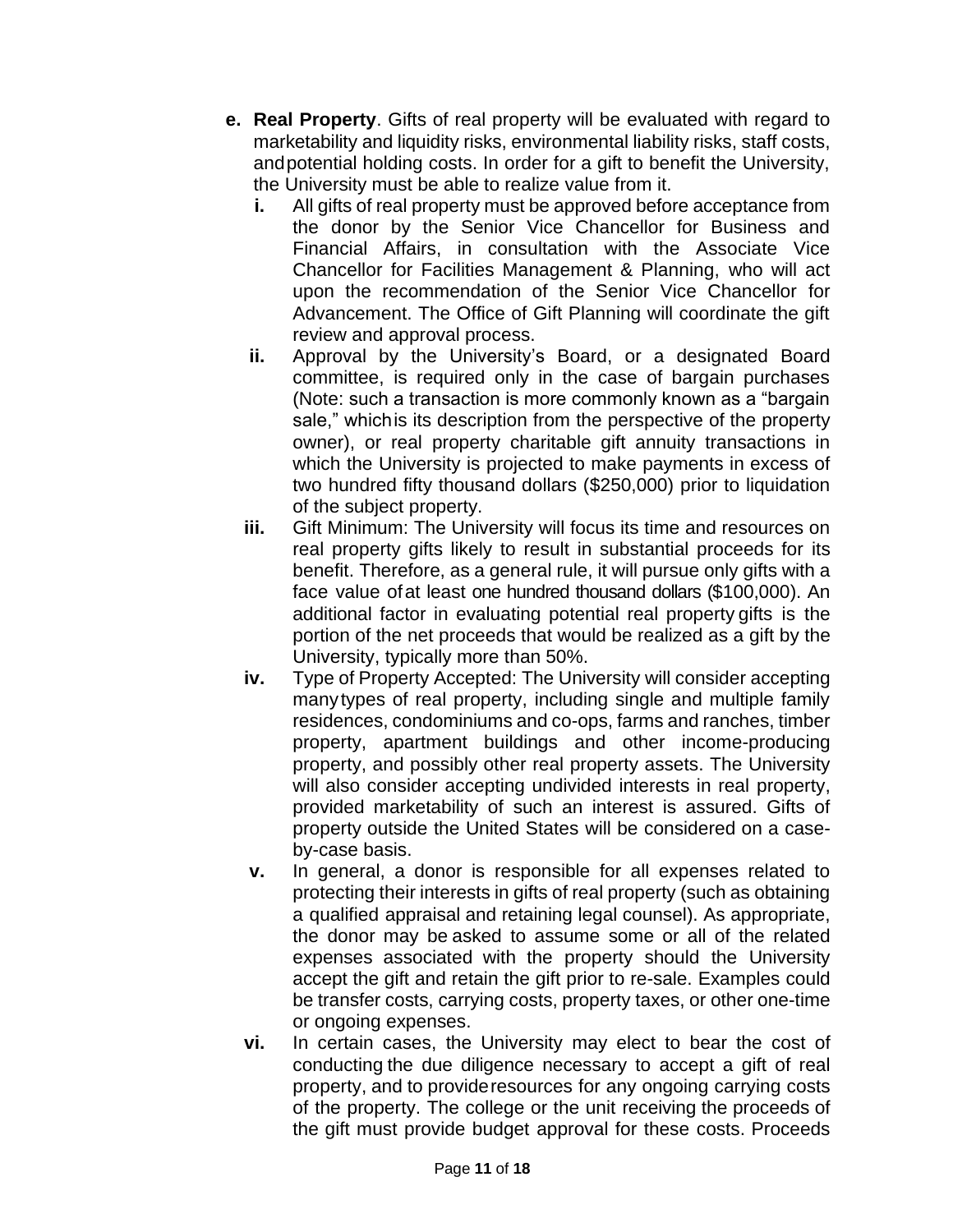- **e. Real Property**. Gifts of real property will be evaluated with regard to marketability and liquidity risks, environmental liability risks, staff costs, and potential holding costs. In order for a gift to benefit the University, the University must be able to realize value from it.
  - **i.** All gifts of real property must be approved before acceptance from the donor by the Senior Vice Chancellor for Business and Financial Affairs, in consultation with the Associate Vice Chancellor for Facilities Management & Planning, who will act upon the recommendation of the Senior Vice Chancellor for Advancement. The Office of Gift Planning will coordinate the gift review and approval process.
  - **ii.** Approval by the University's Board, or a designated Board committee, is required only in the case of bargain purchases (Note: such a transaction is more commonly known as a "bargain sale," which is its description from the perspective of the property owner), or real property charitable gift annuity transactions in which the University is projected to make payments in excess of two hundred fifty thousand dollars ($250,000) prior to liquidation of the subject property.
  - **iii.** Gift Minimum: The University will focus its time and resources on real property gifts likely to result in substantial proceeds for its benefit. Therefore, as a general rule, it will pursue only gifts with a face value of at least one hundred thousand dollars ($100,000). An additional factor in evaluating potential real property gifts is the portion of the net proceeds that would be realized as a gift by the University, typically more than 50%.
  - **iv.** Type of Property Accepted: The University will consider accepting many types of real property, including single and multiple family residences, condominiums and co-ops, farms and ranches, timber property, apartment buildings and other income-producing property, and possibly other real property assets. The University will also consider accepting undivided interests in real property, provided marketability of such an interest is assured. Gifts of property outside the United States will be considered on a case-by-case basis.
  - **v.** In general, a donor is responsible for all expenses related to protecting their interests in gifts of real property (such as obtaining a qualified appraisal and retaining legal counsel). As appropriate, the donor may be asked to assume some or all of the related expenses associated with the property should the University accept the gift and retain the gift prior to re-sale. Examples could be transfer costs, carrying costs, property taxes, or other one-time or ongoing expenses.
  - **vi.** In certain cases, the University may elect to bear the cost of conducting the due diligence necessary to accept a gift of real property, and to provide resources for any ongoing carrying costs of the property. The college or the unit receiving the proceeds of the gift must provide budget approval for these costs. Proceeds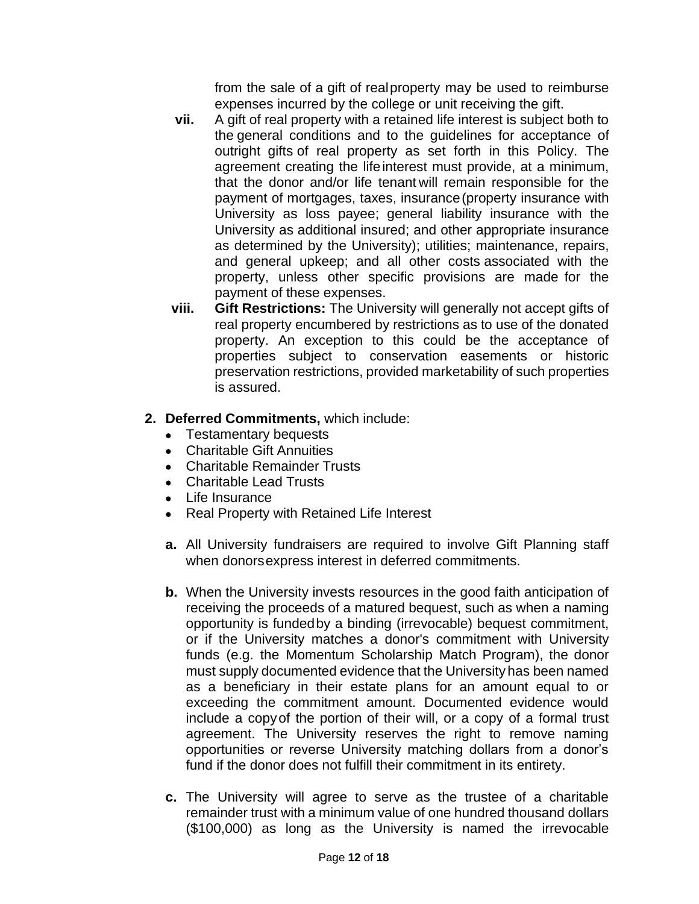from the sale of a gift of real property may be used to reimburse expenses incurred by the college or unit receiving the gift.

**vii.** A gift of real property with a retained life interest is subject both to the general conditions and to the guidelines for acceptance of outright gifts of real property as set forth in this Policy. The agreement creating the life interest must provide, at a minimum, that the donor and/or life tenant will remain responsible for the payment of mortgages, taxes, insurance (property insurance with University as loss payee; general liability insurance with the University as additional insured; and other appropriate insurance as determined by the University); utilities; maintenance, repairs, and general upkeep; and all other costs associated with the property, unless other specific provisions are made for the payment of these expenses.

**viii. Gift Restrictions:** The University will generally not accept gifts of real property encumbered by restrictions as to use of the donated property. An exception to this could be the acceptance of properties subject to conservation easements or historic preservation restrictions, provided marketability of such properties is assured.

**2. Deferred Commitments,** which include:

- Testamentary bequests
- Charitable Gift Annuities
- Charitable Remainder Trusts
- Charitable Lead Trusts
- Life Insurance
- Real Property with Retained Life Interest

**a.** All University fundraisers are required to involve Gift Planning staff when donors express interest in deferred commitments.

**b.** When the University invests resources in the good faith anticipation of receiving the proceeds of a matured bequest, such as when a naming opportunity is funded by a binding (irrevocable) bequest commitment, or if the University matches a donor's commitment with University funds (e.g. the Momentum Scholarship Match Program), the donor must supply documented evidence that the University has been named as a beneficiary in their estate plans for an amount equal to or exceeding the commitment amount. Documented evidence would include a copy of the portion of their will, or a copy of a formal trust agreement. The University reserves the right to remove naming opportunities or reverse University matching dollars from a donor's fund if the donor does not fulfill their commitment in its entirety.

**c.** The University will agree to serve as the trustee of a charitable remainder trust with a minimum value of one hundred thousand dollars ($100,000) as long as the University is named the irrevocable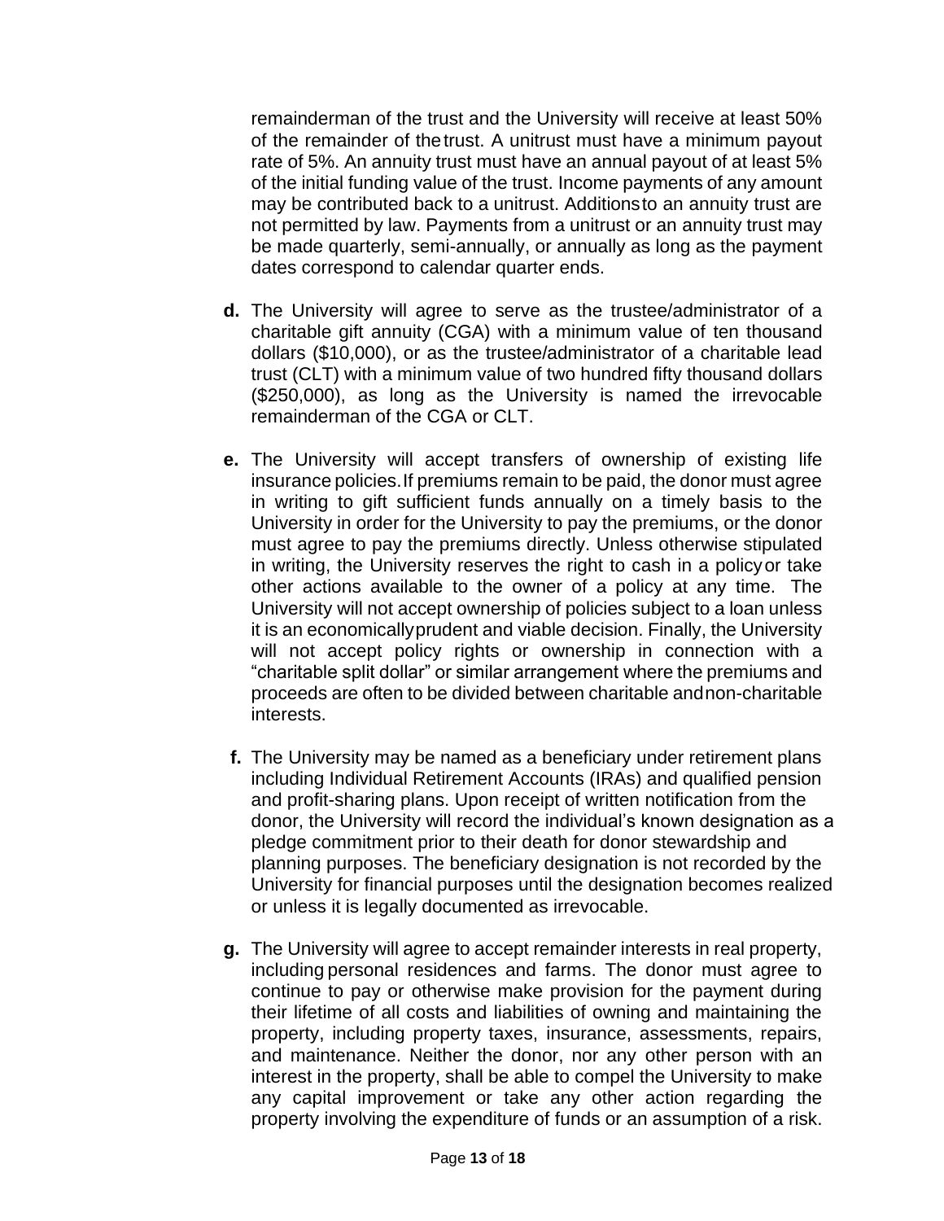remainderman of the trust and the University will receive at least 50% of the remainder of the trust. A unitrust must have a minimum payout rate of 5%. An annuity trust must have an annual payout of at least 5% of the initial funding value of the trust. Income payments of any amount may be contributed back to a unitrust. Additions to an annuity trust are not permitted by law. Payments from a unitrust or an annuity trust may be made quarterly, semi-annually, or annually as long as the payment dates correspond to calendar quarter ends.

**d.** The University will agree to serve as the trustee/administrator of a charitable gift annuity (CGA) with a minimum value of ten thousand dollars ($10,000), or as the trustee/administrator of a charitable lead trust (CLT) with a minimum value of two hundred fifty thousand dollars ($250,000), as long as the University is named the irrevocable remainderman of the CGA or CLT.

**e.** The University will accept transfers of ownership of existing life insurance policies. If premiums remain to be paid, the donor must agree in writing to gift sufficient funds annually on a timely basis to the University in order for the University to pay the premiums, or the donor must agree to pay the premiums directly. Unless otherwise stipulated in writing, the University reserves the right to cash in a policy or take other actions available to the owner of a policy at any time. The University will not accept ownership of policies subject to a loan unless it is an economically prudent and viable decision. Finally, the University will not accept policy rights or ownership in connection with a "charitable split dollar" or similar arrangement where the premiums and proceeds are often to be divided between charitable and non-charitable interests.

**f.** The University may be named as a beneficiary under retirement plans including Individual Retirement Accounts (IRAs) and qualified pension and profit-sharing plans. Upon receipt of written notification from the donor, the University will record the individual's known designation as a pledge commitment prior to their death for donor stewardship and planning purposes. The beneficiary designation is not recorded by the University for financial purposes until the designation becomes realized or unless it is legally documented as irrevocable.

**g.** The University will agree to accept remainder interests in real property, including personal residences and farms. The donor must agree to continue to pay or otherwise make provision for the payment during their lifetime of all costs and liabilities of owning and maintaining the property, including property taxes, insurance, assessments, repairs, and maintenance. Neither the donor, nor any other person with an interest in the property, shall be able to compel the University to make any capital improvement or take any other action regarding the property involving the expenditure of funds or an assumption of a risk.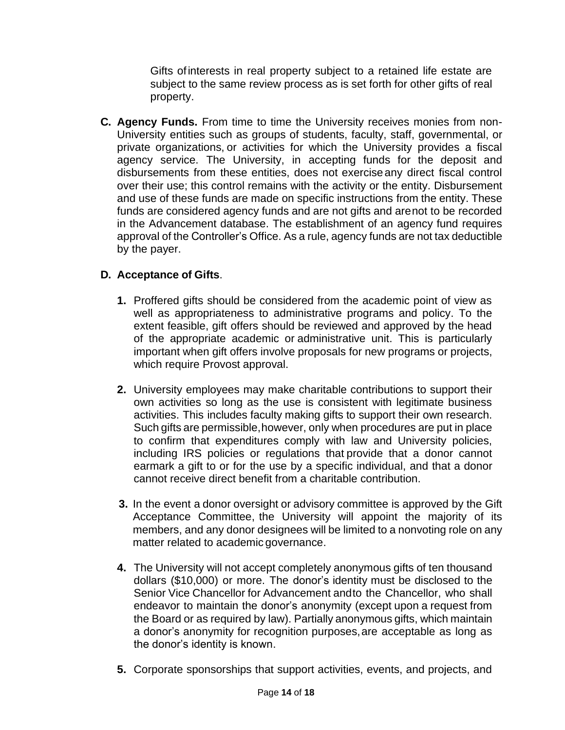Gifts of interests in real property subject to a retained life estate are subject to the same review process as is set forth for other gifts of real property.

**C. Agency Funds.** From time to time the University receives monies from non-University entities such as groups of students, faculty, staff, governmental, or private organizations, or activities for which the University provides a fiscal agency service. The University, in accepting funds for the deposit and disbursements from these entities, does not exercise any direct fiscal control over their use; this control remains with the activity or the entity. Disbursement and use of these funds are made on specific instructions from the entity. These funds are considered agency funds and are not gifts and are not to be recorded in the Advancement database. The establishment of an agency fund requires approval of the Controller's Office. As a rule, agency funds are not tax deductible by the payer.

**D. Acceptance of Gifts**.

1. Proffered gifts should be considered from the academic point of view as well as appropriateness to administrative programs and policy. To the extent feasible, gift offers should be reviewed and approved by the head of the appropriate academic or administrative unit. This is particularly important when gift offers involve proposals for new programs or projects, which require Provost approval.

2. University employees may make charitable contributions to support their own activities so long as the use is consistent with legitimate business activities. This includes faculty making gifts to support their own research. Such gifts are permissible, however, only when procedures are put in place to confirm that expenditures comply with law and University policies, including IRS policies or regulations that provide that a donor cannot earmark a gift to or for the use by a specific individual, and that a donor cannot receive direct benefit from a charitable contribution.

3. In the event a donor oversight or advisory committee is approved by the Gift Acceptance Committee, the University will appoint the majority of its members, and any donor designees will be limited to a nonvoting role on any matter related to academic governance.

4. The University will not accept completely anonymous gifts of ten thousand dollars ($10,000) or more. The donor's identity must be disclosed to the Senior Vice Chancellor for Advancement and to the Chancellor, who shall endeavor to maintain the donor's anonymity (except upon a request from the Board or as required by law). Partially anonymous gifts, which maintain a donor's anonymity for recognition purposes, are acceptable as long as the donor's identity is known.

5. Corporate sponsorships that support activities, events, and projects, and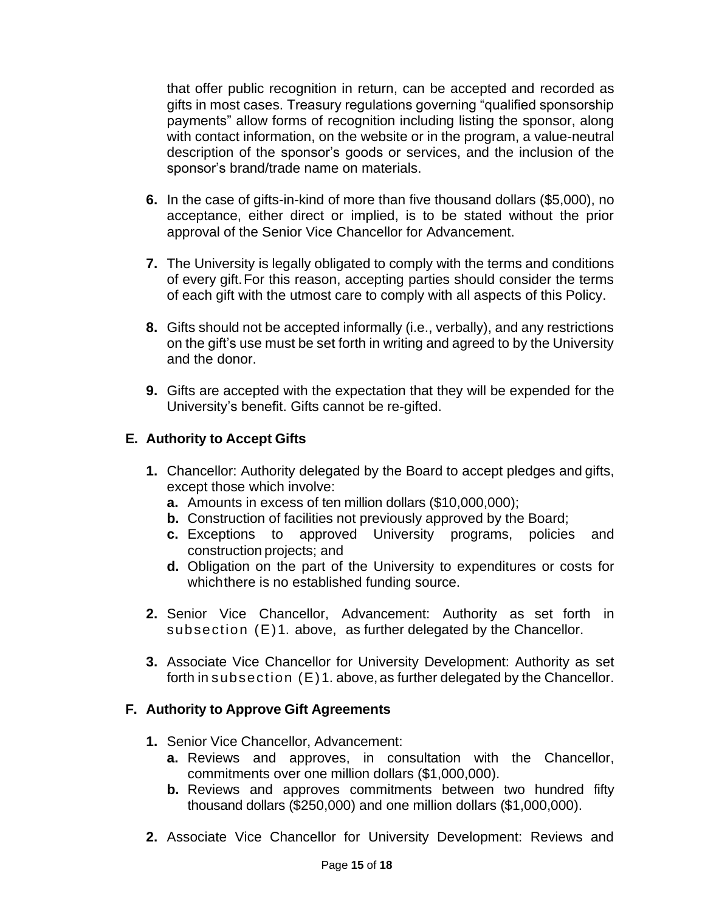that offer public recognition in return, can be accepted and recorded as gifts in most cases. Treasury regulations governing “qualified sponsorship payments” allow forms of recognition including listing the sponsor, along with contact information, on the website or in the program, a value-neutral description of the sponsor’s goods or services, and the inclusion of the sponsor’s brand/trade name on materials.

6. In the case of gifts-in-kind of more than five thousand dollars ($5,000), no acceptance, either direct or implied, is to be stated without the prior approval of the Senior Vice Chancellor for Advancement.

7. The University is legally obligated to comply with the terms and conditions of every gift. For this reason, accepting parties should consider the terms of each gift with the utmost care to comply with all aspects of this Policy.

8. Gifts should not be accepted informally (i.e., verbally), and any restrictions on the gift’s use must be set forth in writing and agreed to by the University and the donor.

9. Gifts are accepted with the expectation that they will be expended for the University’s benefit. Gifts cannot be re-gifted.

## E. Authority to Accept Gifts

1. Chancellor: Authority delegated by the Board to accept pledges and gifts, except those which involve:
   - a. Amounts in excess of ten million dollars ($10,000,000);
   - b. Construction of facilities not previously approved by the Board;
   - c. Exceptions to approved University programs, policies and construction projects; and
   - d. Obligation on the part of the University to expenditures or costs for which there is no established funding source.

2. Senior Vice Chancellor, Advancement: Authority as set forth in subsection (E)1. above, as further delegated by the Chancellor.

3. Associate Vice Chancellor for University Development: Authority as set forth in subsection (E)1. above, as further delegated by the Chancellor.

## F. Authority to Approve Gift Agreements

1. Senior Vice Chancellor, Advancement:
   - a. Reviews and approves, in consultation with the Chancellor, commitments over one million dollars ($1,000,000).
   - b. Reviews and approves commitments between two hundred fifty thousand dollars ($250,000) and one million dollars ($1,000,000).

2. Associate Vice Chancellor for University Development: Reviews and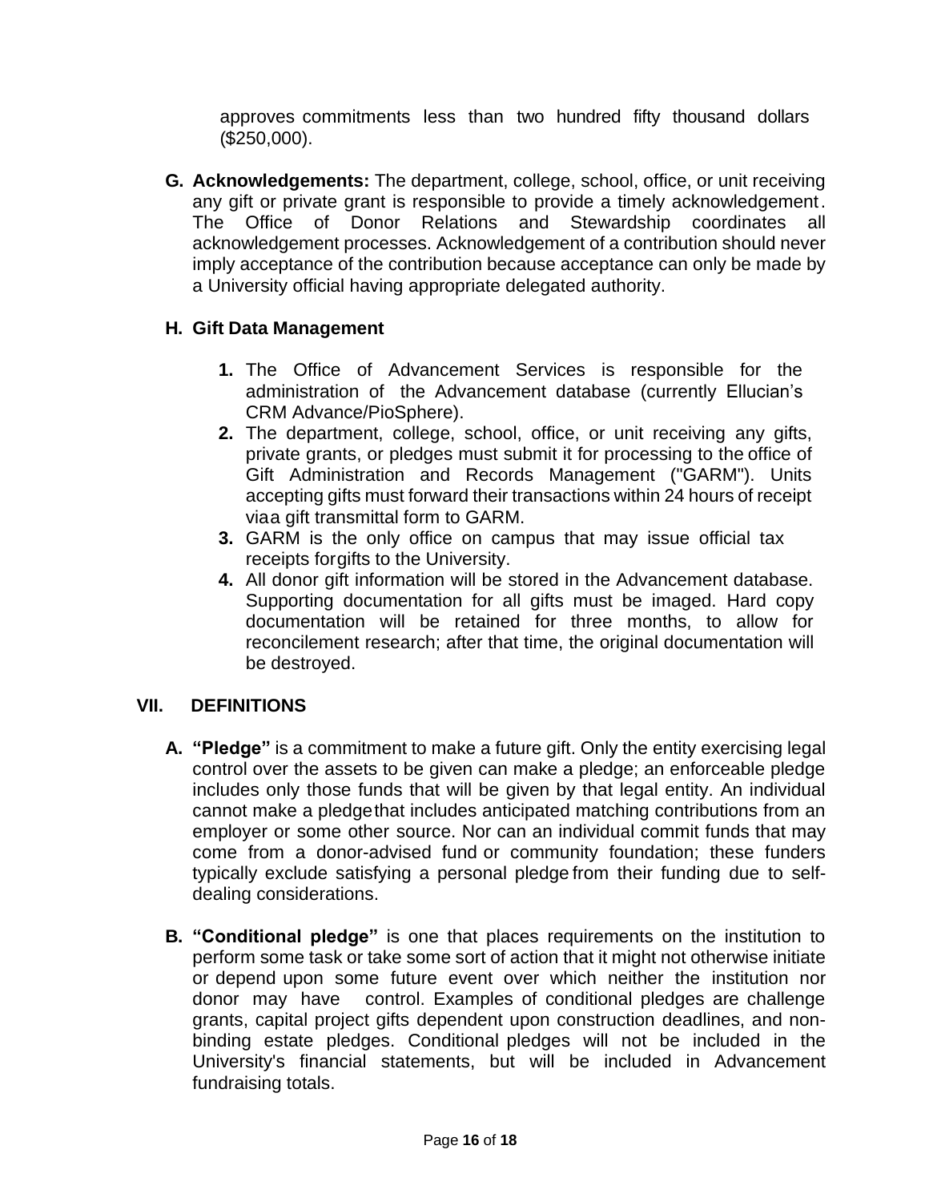approves commitments less than two hundred fifty thousand dollars ($250,000).

**G. Acknowledgements:** The department, college, school, office, or unit receiving any gift or private grant is responsible to provide a timely acknowledgement. The Office of Donor Relations and Stewardship coordinates all acknowledgement processes. Acknowledgement of a contribution should never imply acceptance of the contribution because acceptance can only be made by a University official having appropriate delegated authority.

**H. Gift Data Management**

1. The Office of Advancement Services is responsible for the administration of the Advancement database (currently Ellucian's CRM Advance/PioSphere).
2. The department, college, school, office, or unit receiving any gifts, private grants, or pledges must submit it for processing to the office of Gift Administration and Records Management ("GARM"). Units accepting gifts must forward their transactions within 24 hours of receipt viaa gift transmittal form to GARM.
3. GARM is the only office on campus that may issue official tax receipts forgifts to the University.
4. All donor gift information will be stored in the Advancement database. Supporting documentation for all gifts must be imaged. Hard copy documentation will be retained for three months, to allow for reconcilement research; after that time, the original documentation will be destroyed.

## VII. DEFINITIONS

**A. "Pledge"** is a commitment to make a future gift. Only the entity exercising legal control over the assets to be given can make a pledge; an enforceable pledge includes only those funds that will be given by that legal entity. An individual cannot make a pledgethat includes anticipated matching contributions from an employer or some other source. Nor can an individual commit funds that may come from a donor-advised fund or community foundation; these funders typically exclude satisfying a personal pledge from their funding due to self-dealing considerations.

**B. "Conditional pledge"** is one that places requirements on the institution to perform some task or take some sort of action that it might not otherwise initiate or depend upon some future event over which neither the institution nor donor may have control. Examples of conditional pledges are challenge grants, capital project gifts dependent upon construction deadlines, and non-binding estate pledges. Conditional pledges will not be included in the University's financial statements, but will be included in Advancement fundraising totals.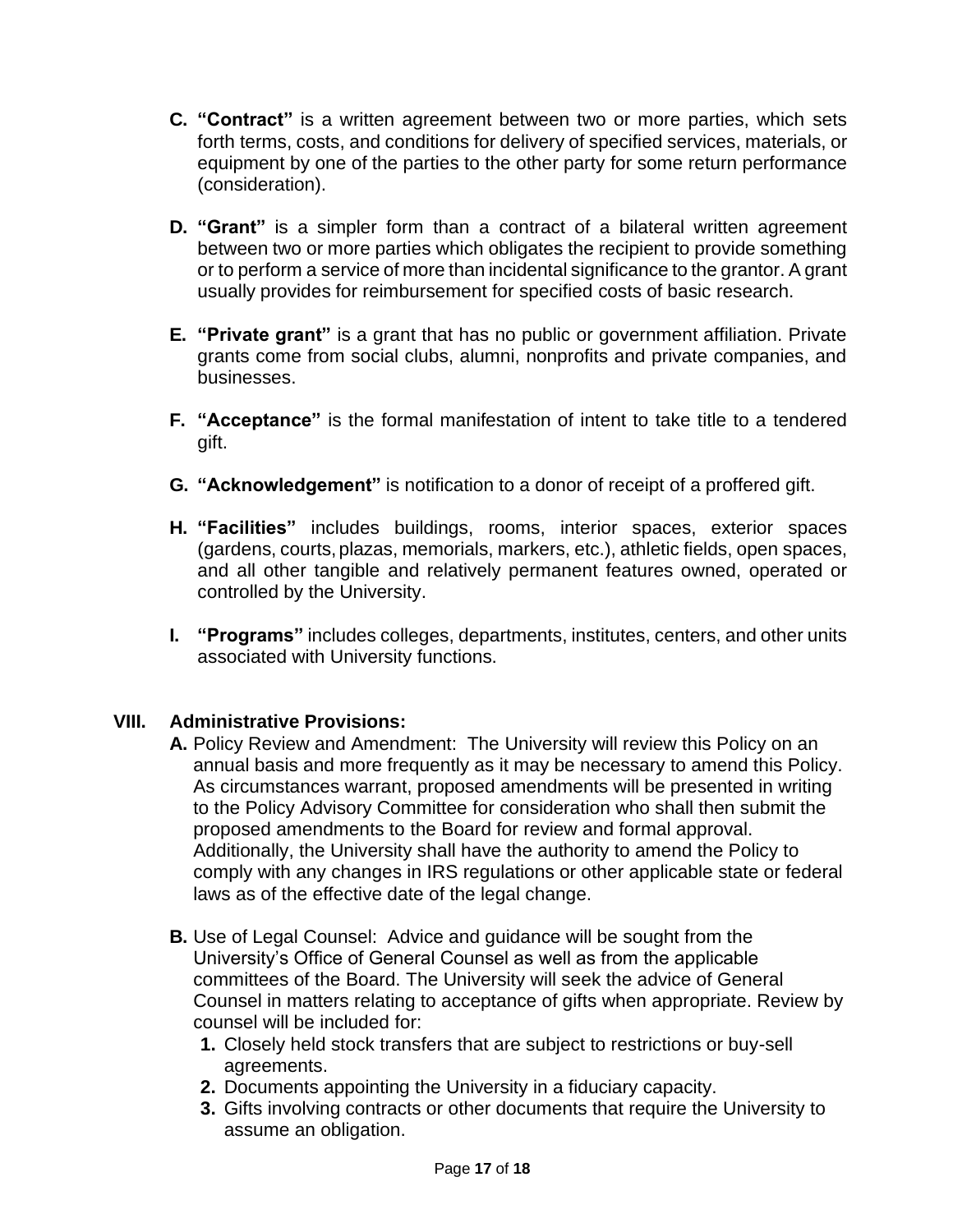**C. "Contract"** is a written agreement between two or more parties, which sets forth terms, costs, and conditions for delivery of specified services, materials, or equipment by one of the parties to the other party for some return performance (consideration).

**D. "Grant"** is a simpler form than a contract of a bilateral written agreement between two or more parties which obligates the recipient to provide something or to perform a service of more than incidental significance to the grantor. A grant usually provides for reimbursement for specified costs of basic research.

**E. "Private grant"** is a grant that has no public or government affiliation. Private grants come from social clubs, alumni, nonprofits and private companies, and businesses.

**F. "Acceptance"** is the formal manifestation of intent to take title to a tendered gift.

**G. "Acknowledgement"** is notification to a donor of receipt of a proffered gift.

**H. "Facilities"** includes buildings, rooms, interior spaces, exterior spaces (gardens, courts, plazas, memorials, markers, etc.), athletic fields, open spaces, and all other tangible and relatively permanent features owned, operated or controlled by the University.

**I. "Programs"** includes colleges, departments, institutes, centers, and other units associated with University functions.

## VIII. Administrative Provisions:

**A.** Policy Review and Amendment: The University will review this Policy on an annual basis and more frequently as it may be necessary to amend this Policy. As circumstances warrant, proposed amendments will be presented in writing to the Policy Advisory Committee for consideration who shall then submit the proposed amendments to the Board for review and formal approval. Additionally, the University shall have the authority to amend the Policy to comply with any changes in IRS regulations or other applicable state or federal laws as of the effective date of the legal change.

**B.** Use of Legal Counsel: Advice and guidance will be sought from the University's Office of General Counsel as well as from the applicable committees of the Board. The University will seek the advice of General Counsel in matters relating to acceptance of gifts when appropriate. Review by counsel will be included for:

1. Closely held stock transfers that are subject to restrictions or buy-sell agreements.
2. Documents appointing the University in a fiduciary capacity.
3. Gifts involving contracts or other documents that require the University to assume an obligation.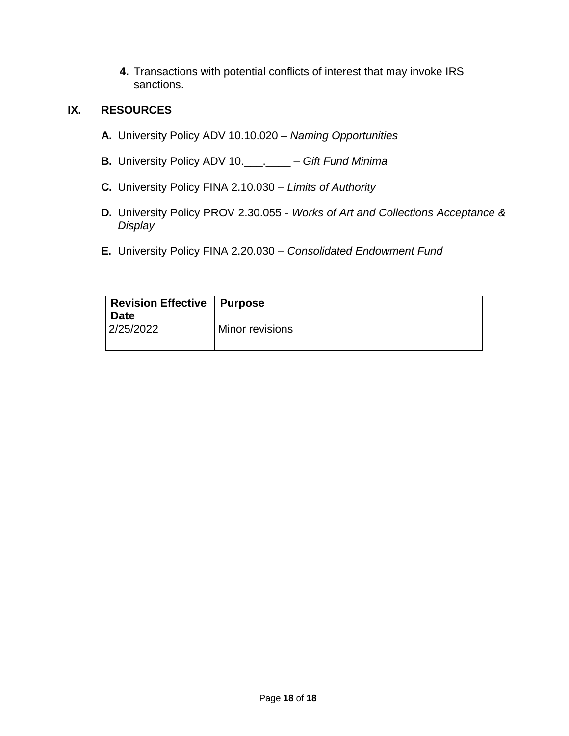4. Transactions with potential conflicts of interest that may invoke IRS sanctions.

## IX. RESOURCES

**A.** University Policy ADV 10.10.020 – *Naming Opportunities*

**B.** University Policy ADV 10.___.____ – *Gift Fund Minima*

**C.** University Policy FINA 2.10.030 – *Limits of Authority*

**D.** University Policy PROV 2.30.055 - *Works of Art and Collections Acceptance & Display*

**E.** University Policy FINA 2.20.030 – *Consolidated Endowment Fund*

| Revision Effective Date | Purpose |
|---|---|
| 2/25/2022 | Minor revisions |